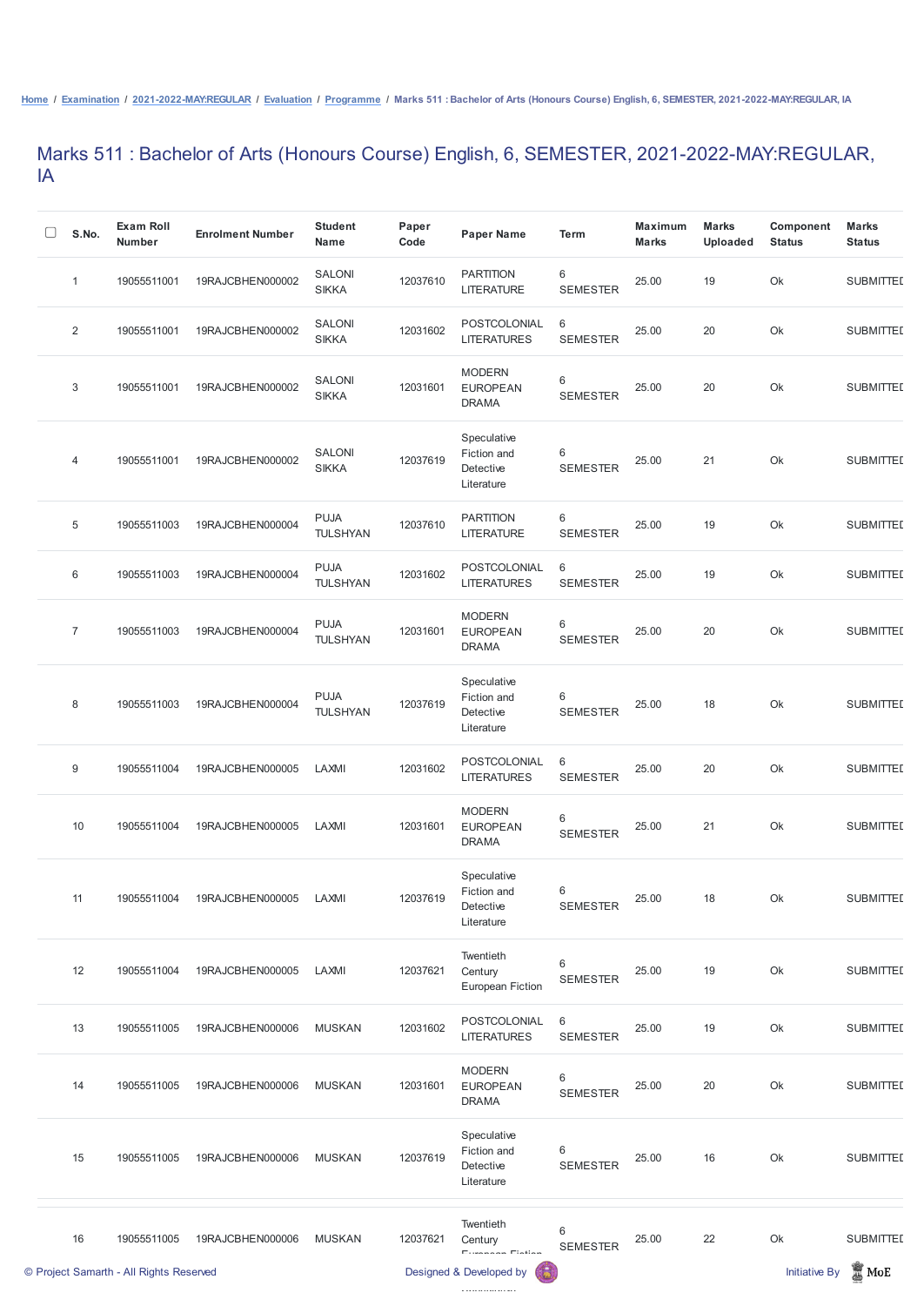Home / Examination / 2021-2022-MAY:REGULAR / Evaluation / Programme / Marks 511 : Bachelor of Arts (Honours Course) English, 6, SEMESTER, 2021-2022-MAY:REGULAR, IA

# Marks 511 : Bachelor of Arts (Honours Course) English, 6, SEMESTER, 2021-2022-MAY:REGULAR, IA

| S.No. | Exam Roll Number | Enrolment Number | Student Name | Paper Code | Paper Name | Term | Maximum Marks | Marks Uploaded | Component Status | Marks Status |
|---|---|---|---|---|---|---|---|---|---|---|
| 1 | 19055511001 | 19RAJCBHEN000002 | SALONI SIKKA | 12037610 | PARTITION LITERATURE | 6 SEMESTER | 25.00 | 19 | Ok | SUBMITTED |
| 2 | 19055511001 | 19RAJCBHEN000002 | SALONI SIKKA | 12031602 | POSTCOLONIAL LITERATURES | 6 SEMESTER | 25.00 | 20 | Ok | SUBMITTED |
| 3 | 19055511001 | 19RAJCBHEN000002 | SALONI SIKKA | 12031601 | MODERN EUROPEAN DRAMA | 6 SEMESTER | 25.00 | 20 | Ok | SUBMITTED |
| 4 | 19055511001 | 19RAJCBHEN000002 | SALONI SIKKA | 12037619 | Speculative Fiction and Detective Literature | 6 SEMESTER | 25.00 | 21 | Ok | SUBMITTED |
| 5 | 19055511003 | 19RAJCBHEN000004 | PUJA TULSHYAN | 12037610 | PARTITION LITERATURE | 6 SEMESTER | 25.00 | 19 | Ok | SUBMITTED |
| 6 | 19055511003 | 19RAJCBHEN000004 | PUJA TULSHYAN | 12031602 | POSTCOLONIAL LITERATURES | 6 SEMESTER | 25.00 | 19 | Ok | SUBMITTED |
| 7 | 19055511003 | 19RAJCBHEN000004 | PUJA TULSHYAN | 12031601 | MODERN EUROPEAN DRAMA | 6 SEMESTER | 25.00 | 20 | Ok | SUBMITTED |
| 8 | 19055511003 | 19RAJCBHEN000004 | PUJA TULSHYAN | 12037619 | Speculative Fiction and Detective Literature | 6 SEMESTER | 25.00 | 18 | Ok | SUBMITTED |
| 9 | 19055511004 | 19RAJCBHEN000005 | LAXMI | 12031602 | POSTCOLONIAL LITERATURES | 6 SEMESTER | 25.00 | 20 | Ok | SUBMITTED |
| 10 | 19055511004 | 19RAJCBHEN000005 | LAXMI | 12031601 | MODERN EUROPEAN DRAMA | 6 SEMESTER | 25.00 | 21 | Ok | SUBMITTED |
| 11 | 19055511004 | 19RAJCBHEN000005 | LAXMI | 12037619 | Speculative Fiction and Detective Literature | 6 SEMESTER | 25.00 | 18 | Ok | SUBMITTED |
| 12 | 19055511004 | 19RAJCBHEN000005 | LAXMI | 12037621 | Twentieth Century European Fiction | 6 SEMESTER | 25.00 | 19 | Ok | SUBMITTED |
| 13 | 19055511005 | 19RAJCBHEN000006 | MUSKAN | 12031602 | POSTCOLONIAL LITERATURES | 6 SEMESTER | 25.00 | 19 | Ok | SUBMITTED |
| 14 | 19055511005 | 19RAJCBHEN000006 | MUSKAN | 12031601 | MODERN EUROPEAN DRAMA | 6 SEMESTER | 25.00 | 20 | Ok | SUBMITTED |
| 15 | 19055511005 | 19RAJCBHEN000006 | MUSKAN | 12037619 | Speculative Fiction and Detective Literature | 6 SEMESTER | 25.00 | 16 | Ok | SUBMITTED |
| 16 | 19055511005 | 19RAJCBHEN000006 | MUSKAN | 12037621 | Twentieth Century European Fiction | 6 SEMESTER | 25.00 | 22 | Ok | SUBMITTED |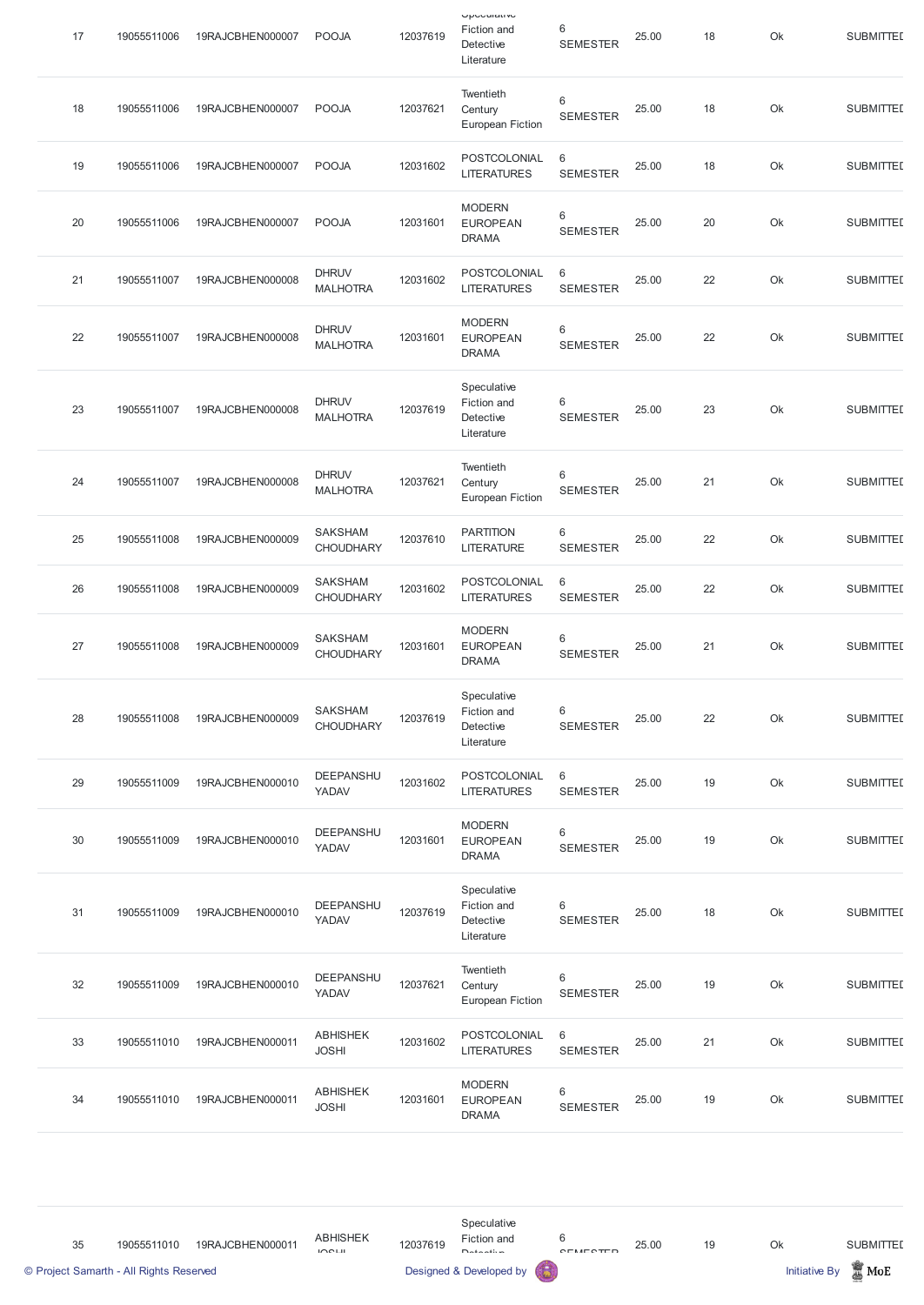| 17 | 19055511006 | 19RAJCBHEN000007 | POOJA | 12037619 | Speculative Fiction and Detective Literature | 6 SEMESTER | 25.00 | 18 | Ok | SUBMITTED |
|---|---|---|---|---|---|---|---|---|---|---|
| 18 | 19055511006 | 19RAJCBHEN000007 | POOJA | 12037621 | Twentieth Century European Fiction | 6 SEMESTER | 25.00 | 18 | Ok | SUBMITTED |
| 19 | 19055511006 | 19RAJCBHEN000007 | POOJA | 12031602 | POSTCOLONIAL LITERATURES | 6 SEMESTER | 25.00 | 18 | Ok | SUBMITTED |
| 20 | 19055511006 | 19RAJCBHEN000007 | POOJA | 12031601 | MODERN EUROPEAN DRAMA | 6 SEMESTER | 25.00 | 20 | Ok | SUBMITTED |
| 21 | 19055511007 | 19RAJCBHEN000008 | DHRUV MALHOTRA | 12031602 | POSTCOLONIAL LITERATURES | 6 SEMESTER | 25.00 | 22 | Ok | SUBMITTED |
| 22 | 19055511007 | 19RAJCBHEN000008 | DHRUV MALHOTRA | 12031601 | MODERN EUROPEAN DRAMA | 6 SEMESTER | 25.00 | 22 | Ok | SUBMITTED |
| 23 | 19055511007 | 19RAJCBHEN000008 | DHRUV MALHOTRA | 12037619 | Speculative Fiction and Detective Literature | 6 SEMESTER | 25.00 | 23 | Ok | SUBMITTED |
| 24 | 19055511007 | 19RAJCBHEN000008 | DHRUV MALHOTRA | 12037621 | Twentieth Century European Fiction | 6 SEMESTER | 25.00 | 21 | Ok | SUBMITTED |
| 25 | 19055511008 | 19RAJCBHEN000009 | SAKSHAM CHOUDHARY | 12037610 | PARTITION LITERATURE | 6 SEMESTER | 25.00 | 22 | Ok | SUBMITTED |
| 26 | 19055511008 | 19RAJCBHEN000009 | SAKSHAM CHOUDHARY | 12031602 | POSTCOLONIAL LITERATURES | 6 SEMESTER | 25.00 | 22 | Ok | SUBMITTED |
| 27 | 19055511008 | 19RAJCBHEN000009 | SAKSHAM CHOUDHARY | 12031601 | MODERN EUROPEAN DRAMA | 6 SEMESTER | 25.00 | 21 | Ok | SUBMITTED |
| 28 | 19055511008 | 19RAJCBHEN000009 | SAKSHAM CHOUDHARY | 12037619 | Speculative Fiction and Detective Literature | 6 SEMESTER | 25.00 | 22 | Ok | SUBMITTED |
| 29 | 19055511009 | 19RAJCBHEN000010 | DEEPANSHU YADAV | 12031602 | POSTCOLONIAL LITERATURES | 6 SEMESTER | 25.00 | 19 | Ok | SUBMITTED |
| 30 | 19055511009 | 19RAJCBHEN000010 | DEEPANSHU YADAV | 12031601 | MODERN EUROPEAN DRAMA | 6 SEMESTER | 25.00 | 19 | Ok | SUBMITTED |
| 31 | 19055511009 | 19RAJCBHEN000010 | DEEPANSHU YADAV | 12037619 | Speculative Fiction and Detective Literature | 6 SEMESTER | 25.00 | 18 | Ok | SUBMITTED |
| 32 | 19055511009 | 19RAJCBHEN000010 | DEEPANSHU YADAV | 12037621 | Twentieth Century European Fiction | 6 SEMESTER | 25.00 | 19 | Ok | SUBMITTED |
| 33 | 19055511010 | 19RAJCBHEN000011 | ABHISHEK JOSHI | 12031602 | POSTCOLONIAL LITERATURES | 6 SEMESTER | 25.00 | 21 | Ok | SUBMITTED |
| 34 | 19055511010 | 19RAJCBHEN000011 | ABHISHEK JOSHI | 12031601 | MODERN EUROPEAN DRAMA | 6 SEMESTER | 25.00 | 19 | Ok | SUBMITTED |
| 35 | 19055511010 | 19RAJCBHEN000011 | ABHISHEK JOSHI | 12037619 | Speculative Fiction and Detective Literature | 6 SEMESTER | 25.00 | 19 | Ok | SUBMITTED |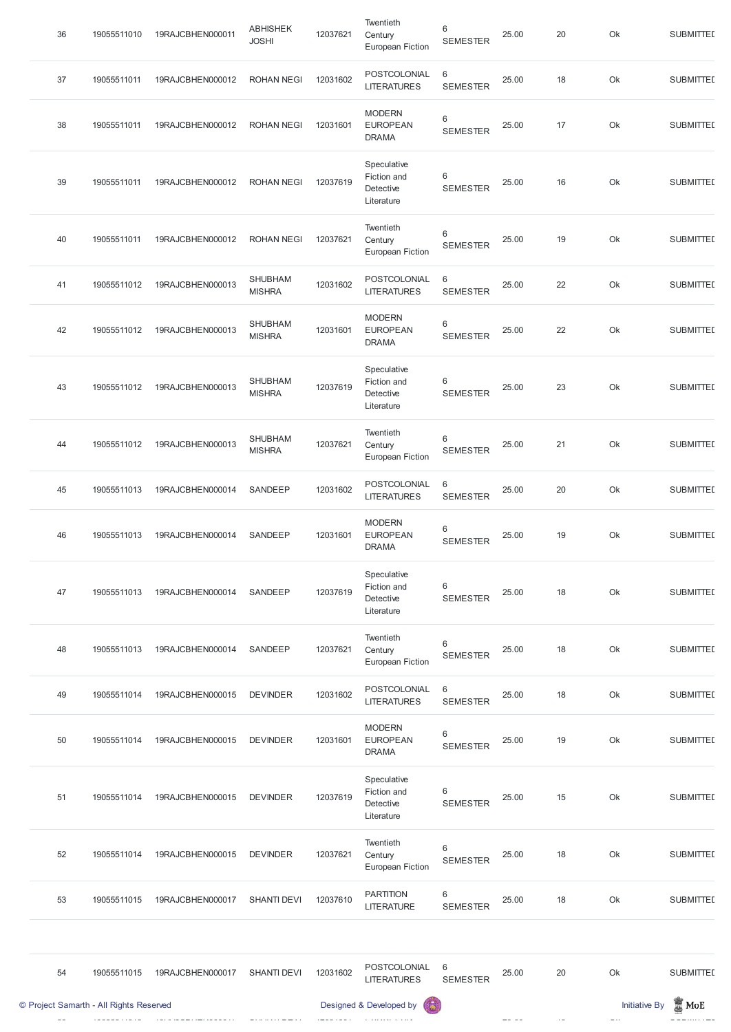| 36 | 19055511010 | 19RAJCBHEN000011 | ABHISHEK JOSHI | 12037621 | Twentieth Century European Fiction | 6 SEMESTER | 25.00 | 20 | Ok | SUBMITTED |
|---|---|---|---|---|---|---|---|---|---|---|
| 37 | 19055511011 | 19RAJCBHEN000012 | ROHAN NEGI | 12031602 | POSTCOLONIAL LITERATURES | 6 SEMESTER | 25.00 | 18 | Ok | SUBMITTED |
| 38 | 19055511011 | 19RAJCBHEN000012 | ROHAN NEGI | 12031601 | MODERN EUROPEAN DRAMA | 6 SEMESTER | 25.00 | 17 | Ok | SUBMITTED |
| 39 | 19055511011 | 19RAJCBHEN000012 | ROHAN NEGI | 12037619 | Speculative Fiction and Detective Literature | 6 SEMESTER | 25.00 | 16 | Ok | SUBMITTED |
| 40 | 19055511011 | 19RAJCBHEN000012 | ROHAN NEGI | 12037621 | Twentieth Century European Fiction | 6 SEMESTER | 25.00 | 19 | Ok | SUBMITTED |
| 41 | 19055511012 | 19RAJCBHEN000013 | SHUBHAM MISHRA | 12031602 | POSTCOLONIAL LITERATURES | 6 SEMESTER | 25.00 | 22 | Ok | SUBMITTED |
| 42 | 19055511012 | 19RAJCBHEN000013 | SHUBHAM MISHRA | 12031601 | MODERN EUROPEAN DRAMA | 6 SEMESTER | 25.00 | 22 | Ok | SUBMITTED |
| 43 | 19055511012 | 19RAJCBHEN000013 | SHUBHAM MISHRA | 12037619 | Speculative Fiction and Detective Literature | 6 SEMESTER | 25.00 | 23 | Ok | SUBMITTED |
| 44 | 19055511012 | 19RAJCBHEN000013 | SHUBHAM MISHRA | 12037621 | Twentieth Century European Fiction | 6 SEMESTER | 25.00 | 21 | Ok | SUBMITTED |
| 45 | 19055511013 | 19RAJCBHEN000014 | SANDEEP | 12031602 | POSTCOLONIAL LITERATURES | 6 SEMESTER | 25.00 | 20 | Ok | SUBMITTED |
| 46 | 19055511013 | 19RAJCBHEN000014 | SANDEEP | 12031601 | MODERN EUROPEAN DRAMA | 6 SEMESTER | 25.00 | 19 | Ok | SUBMITTED |
| 47 | 19055511013 | 19RAJCBHEN000014 | SANDEEP | 12037619 | Speculative Fiction and Detective Literature | 6 SEMESTER | 25.00 | 18 | Ok | SUBMITTED |
| 48 | 19055511013 | 19RAJCBHEN000014 | SANDEEP | 12037621 | Twentieth Century European Fiction | 6 SEMESTER | 25.00 | 18 | Ok | SUBMITTED |
| 49 | 19055511014 | 19RAJCBHEN000015 | DEVINDER | 12031602 | POSTCOLONIAL LITERATURES | 6 SEMESTER | 25.00 | 18 | Ok | SUBMITTED |
| 50 | 19055511014 | 19RAJCBHEN000015 | DEVINDER | 12031601 | MODERN EUROPEAN DRAMA | 6 SEMESTER | 25.00 | 19 | Ok | SUBMITTED |
| 51 | 19055511014 | 19RAJCBHEN000015 | DEVINDER | 12037619 | Speculative Fiction and Detective Literature | 6 SEMESTER | 25.00 | 15 | Ok | SUBMITTED |
| 52 | 19055511014 | 19RAJCBHEN000015 | DEVINDER | 12037621 | Twentieth Century European Fiction | 6 SEMESTER | 25.00 | 18 | Ok | SUBMITTED |
| 53 | 19055511015 | 19RAJCBHEN000017 | SHANTI DEVI | 12037610 | PARTITION LITERATURE | 6 SEMESTER | 25.00 | 18 | Ok | SUBMITTED |
| 54 | 19055511015 | 19RAJCBHEN000017 | SHANTI DEVI | 12031602 | POSTCOLONIAL LITERATURES | 6 SEMESTER | 25.00 | 20 | Ok | SUBMITTED |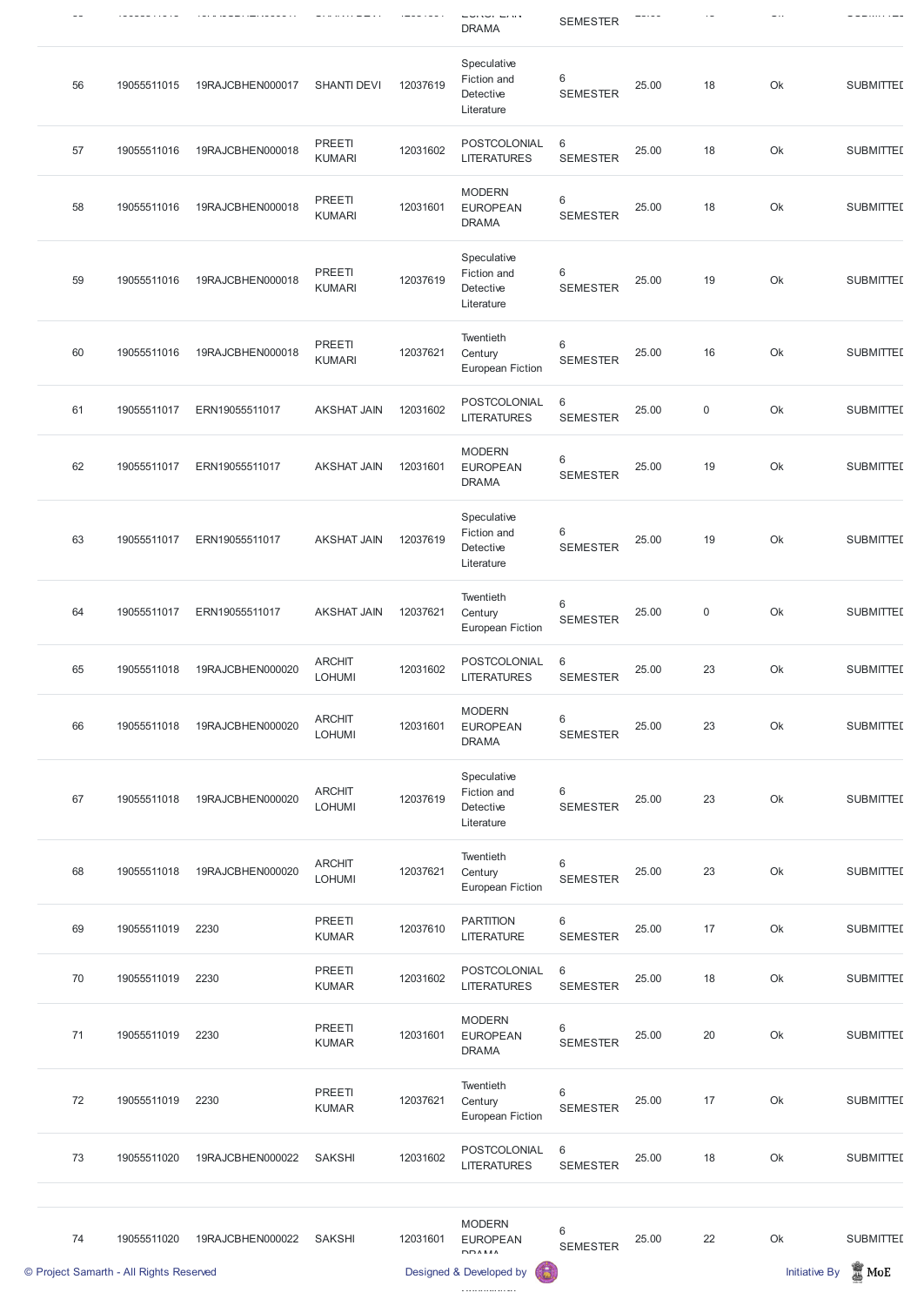| 56 | 19055511015 | 19RAJCBHEN000017 | SHANTI DEVI | 12037619 | Speculative Fiction and Detective Literature | 6 SEMESTER | 25.00 | 18 | Ok | SUBMITTED |
|---|---|---|---|---|---|---|---|---|---|---|
| 57 | 19055511016 | 19RAJCBHEN000018 | PREETI KUMARI | 12031602 | POSTCOLONIAL LITERATURES | 6 SEMESTER | 25.00 | 18 | Ok | SUBMITTED |
| 58 | 19055511016 | 19RAJCBHEN000018 | PREETI KUMARI | 12031601 | MODERN EUROPEAN DRAMA | 6 SEMESTER | 25.00 | 18 | Ok | SUBMITTED |
| 59 | 19055511016 | 19RAJCBHEN000018 | PREETI KUMARI | 12037619 | Speculative Fiction and Detective Literature | 6 SEMESTER | 25.00 | 19 | Ok | SUBMITTED |
| 60 | 19055511016 | 19RAJCBHEN000018 | PREETI KUMARI | 12037621 | Twentieth Century European Fiction | 6 SEMESTER | 25.00 | 16 | Ok | SUBMITTED |
| 61 | 19055511017 | ERN19055511017 | AKSHAT JAIN | 12031602 | POSTCOLONIAL LITERATURES | 6 SEMESTER | 25.00 | 0 | Ok | SUBMITTED |
| 62 | 19055511017 | ERN19055511017 | AKSHAT JAIN | 12031601 | MODERN EUROPEAN DRAMA | 6 SEMESTER | 25.00 | 19 | Ok | SUBMITTED |
| 63 | 19055511017 | ERN19055511017 | AKSHAT JAIN | 12037619 | Speculative Fiction and Detective Literature | 6 SEMESTER | 25.00 | 19 | Ok | SUBMITTED |
| 64 | 19055511017 | ERN19055511017 | AKSHAT JAIN | 12037621 | Twentieth Century European Fiction | 6 SEMESTER | 25.00 | 0 | Ok | SUBMITTED |
| 65 | 19055511018 | 19RAJCBHEN000020 | ARCHIT LOHUMI | 12031602 | POSTCOLONIAL LITERATURES | 6 SEMESTER | 25.00 | 23 | Ok | SUBMITTED |
| 66 | 19055511018 | 19RAJCBHEN000020 | ARCHIT LOHUMI | 12031601 | MODERN EUROPEAN DRAMA | 6 SEMESTER | 25.00 | 23 | Ok | SUBMITTED |
| 67 | 19055511018 | 19RAJCBHEN000020 | ARCHIT LOHUMI | 12037619 | Speculative Fiction and Detective Literature | 6 SEMESTER | 25.00 | 23 | Ok | SUBMITTED |
| 68 | 19055511018 | 19RAJCBHEN000020 | ARCHIT LOHUMI | 12037621 | Twentieth Century European Fiction | 6 SEMESTER | 25.00 | 23 | Ok | SUBMITTED |
| 69 | 19055511019 | 2230 | PREETI KUMAR | 12037610 | PARTITION LITERATURE | 6 SEMESTER | 25.00 | 17 | Ok | SUBMITTED |
| 70 | 19055511019 | 2230 | PREETI KUMAR | 12031602 | POSTCOLONIAL LITERATURES | 6 SEMESTER | 25.00 | 18 | Ok | SUBMITTED |
| 71 | 19055511019 | 2230 | PREETI KUMAR | 12031601 | MODERN EUROPEAN DRAMA | 6 SEMESTER | 25.00 | 20 | Ok | SUBMITTED |
| 72 | 19055511019 | 2230 | PREETI KUMAR | 12037621 | Twentieth Century European Fiction | 6 SEMESTER | 25.00 | 17 | Ok | SUBMITTED |
| 73 | 19055511020 | 19RAJCBHEN000022 | SAKSHI | 12031602 | POSTCOLONIAL LITERATURES | 6 SEMESTER | 25.00 | 18 | Ok | SUBMITTED |
| 74 | 19055511020 | 19RAJCBHEN000022 | SAKSHI | 12031601 | MODERN EUROPEAN DRAMA | 6 SEMESTER | 25.00 | 22 | Ok | SUBMITTED |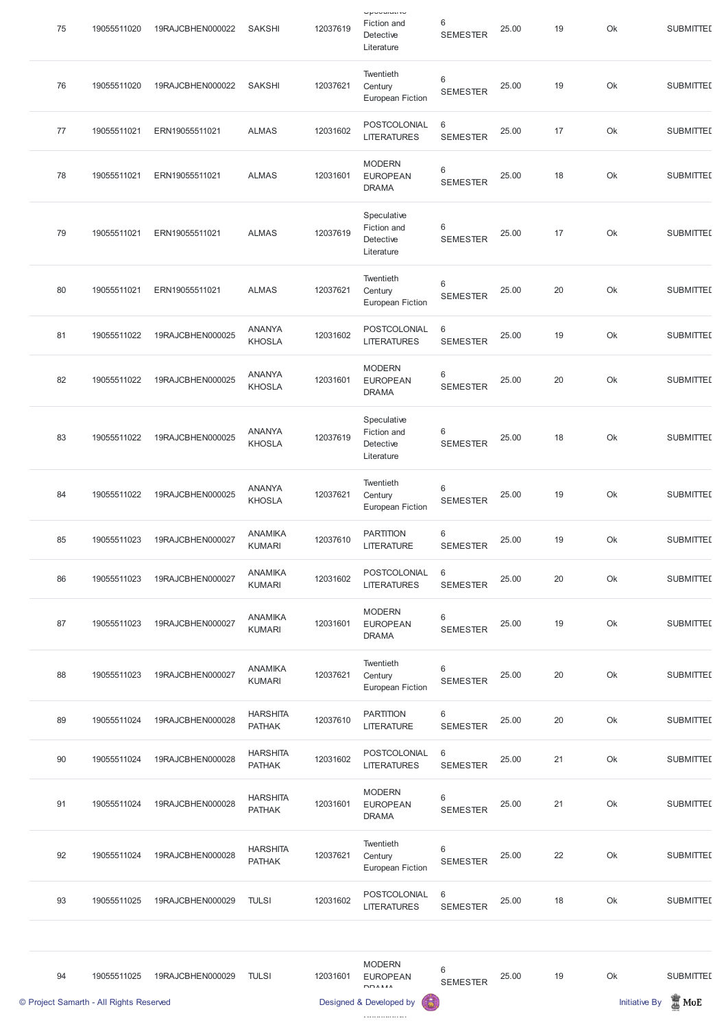| 75 | 19055511020 | 19RAJCBHEN000022 | SAKSHI | 12037619 | Speculative Fiction and Detective Literature | 6 SEMESTER | 25.00 | 19 | Ok | SUBMITTED |
|---|---|---|---|---|---|---|---|---|---|---|
| 76 | 19055511020 | 19RAJCBHEN000022 | SAKSHI | 12037621 | Twentieth Century European Fiction | 6 SEMESTER | 25.00 | 19 | Ok | SUBMITTED |
| 77 | 19055511021 | ERN19055511021 | ALMAS | 12031602 | POSTCOLONIAL LITERATURES | 6 SEMESTER | 25.00 | 17 | Ok | SUBMITTED |
| 78 | 19055511021 | ERN19055511021 | ALMAS | 12031601 | MODERN EUROPEAN DRAMA | 6 SEMESTER | 25.00 | 18 | Ok | SUBMITTED |
| 79 | 19055511021 | ERN19055511021 | ALMAS | 12037619 | Speculative Fiction and Detective Literature | 6 SEMESTER | 25.00 | 17 | Ok | SUBMITTED |
| 80 | 19055511021 | ERN19055511021 | ALMAS | 12037621 | Twentieth Century European Fiction | 6 SEMESTER | 25.00 | 20 | Ok | SUBMITTED |
| 81 | 19055511022 | 19RAJCBHEN000025 | ANANYA KHOSLA | 12031602 | POSTCOLONIAL LITERATURES | 6 SEMESTER | 25.00 | 19 | Ok | SUBMITTED |
| 82 | 19055511022 | 19RAJCBHEN000025 | ANANYA KHOSLA | 12031601 | MODERN EUROPEAN DRAMA | 6 SEMESTER | 25.00 | 20 | Ok | SUBMITTED |
| 83 | 19055511022 | 19RAJCBHEN000025 | ANANYA KHOSLA | 12037619 | Speculative Fiction and Detective Literature | 6 SEMESTER | 25.00 | 18 | Ok | SUBMITTED |
| 84 | 19055511022 | 19RAJCBHEN000025 | ANANYA KHOSLA | 12037621 | Twentieth Century European Fiction | 6 SEMESTER | 25.00 | 19 | Ok | SUBMITTED |
| 85 | 19055511023 | 19RAJCBHEN000027 | ANAMIKA KUMARI | 12037610 | PARTITION LITERATURE | 6 SEMESTER | 25.00 | 19 | Ok | SUBMITTED |
| 86 | 19055511023 | 19RAJCBHEN000027 | ANAMIKA KUMARI | 12031602 | POSTCOLONIAL LITERATURES | 6 SEMESTER | 25.00 | 20 | Ok | SUBMITTED |
| 87 | 19055511023 | 19RAJCBHEN000027 | ANAMIKA KUMARI | 12031601 | MODERN EUROPEAN DRAMA | 6 SEMESTER | 25.00 | 19 | Ok | SUBMITTED |
| 88 | 19055511023 | 19RAJCBHEN000027 | ANAMIKA KUMARI | 12037621 | Twentieth Century European Fiction | 6 SEMESTER | 25.00 | 20 | Ok | SUBMITTED |
| 89 | 19055511024 | 19RAJCBHEN000028 | HARSHITA PATHAK | 12037610 | PARTITION LITERATURE | 6 SEMESTER | 25.00 | 20 | Ok | SUBMITTED |
| 90 | 19055511024 | 19RAJCBHEN000028 | HARSHITA PATHAK | 12031602 | POSTCOLONIAL LITERATURES | 6 SEMESTER | 25.00 | 21 | Ok | SUBMITTED |
| 91 | 19055511024 | 19RAJCBHEN000028 | HARSHITA PATHAK | 12031601 | MODERN EUROPEAN DRAMA | 6 SEMESTER | 25.00 | 21 | Ok | SUBMITTED |
| 92 | 19055511024 | 19RAJCBHEN000028 | HARSHITA PATHAK | 12037621 | Twentieth Century European Fiction | 6 SEMESTER | 25.00 | 22 | Ok | SUBMITTED |
| 93 | 19055511025 | 19RAJCBHEN000029 | TULSI | 12031602 | POSTCOLONIAL LITERATURES | 6 SEMESTER | 25.00 | 18 | Ok | SUBMITTED |
| 94 | 19055511025 | 19RAJCBHEN000029 | TULSI | 12031601 | MODERN EUROPEAN DRAMA | 6 SEMESTER | 25.00 | 19 | Ok | SUBMITTED |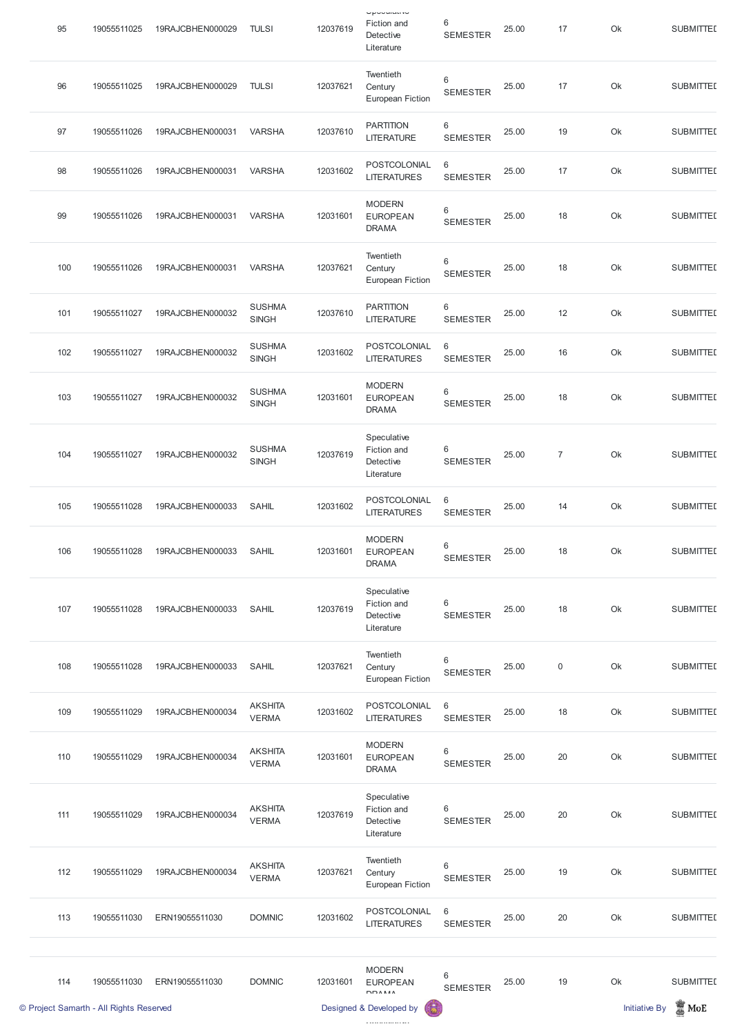| 95 | 19055511025 | 19RAJCBHEN000029 | TULSI | 12037619 | Speculative Fiction and Detective Literature | 6 SEMESTER | 25.00 | 17 | Ok | SUBMITTED |
|---|---|---|---|---|---|---|---|---|---|---|
| 96 | 19055511025 | 19RAJCBHEN000029 | TULSI | 12037621 | Twentieth Century European Fiction | 6 SEMESTER | 25.00 | 17 | Ok | SUBMITTED |
| 97 | 19055511026 | 19RAJCBHEN000031 | VARSHA | 12037610 | PARTITION LITERATURE | 6 SEMESTER | 25.00 | 19 | Ok | SUBMITTED |
| 98 | 19055511026 | 19RAJCBHEN000031 | VARSHA | 12031602 | POSTCOLONIAL LITERATURES | 6 SEMESTER | 25.00 | 17 | Ok | SUBMITTED |
| 99 | 19055511026 | 19RAJCBHEN000031 | VARSHA | 12031601 | MODERN EUROPEAN DRAMA | 6 SEMESTER | 25.00 | 18 | Ok | SUBMITTED |
| 100 | 19055511026 | 19RAJCBHEN000031 | VARSHA | 12037621 | Twentieth Century European Fiction | 6 SEMESTER | 25.00 | 18 | Ok | SUBMITTED |
| 101 | 19055511027 | 19RAJCBHEN000032 | SUSHMA SINGH | 12037610 | PARTITION LITERATURE | 6 SEMESTER | 25.00 | 12 | Ok | SUBMITTED |
| 102 | 19055511027 | 19RAJCBHEN000032 | SUSHMA SINGH | 12031602 | POSTCOLONIAL LITERATURES | 6 SEMESTER | 25.00 | 16 | Ok | SUBMITTED |
| 103 | 19055511027 | 19RAJCBHEN000032 | SUSHMA SINGH | 12031601 | MODERN EUROPEAN DRAMA | 6 SEMESTER | 25.00 | 18 | Ok | SUBMITTED |
| 104 | 19055511027 | 19RAJCBHEN000032 | SUSHMA SINGH | 12037619 | Speculative Fiction and Detective Literature | 6 SEMESTER | 25.00 | 7 | Ok | SUBMITTED |
| 105 | 19055511028 | 19RAJCBHEN000033 | SAHIL | 12031602 | POSTCOLONIAL LITERATURES | 6 SEMESTER | 25.00 | 14 | Ok | SUBMITTED |
| 106 | 19055511028 | 19RAJCBHEN000033 | SAHIL | 12031601 | MODERN EUROPEAN DRAMA | 6 SEMESTER | 25.00 | 18 | Ok | SUBMITTED |
| 107 | 19055511028 | 19RAJCBHEN000033 | SAHIL | 12037619 | Speculative Fiction and Detective Literature | 6 SEMESTER | 25.00 | 18 | Ok | SUBMITTED |
| 108 | 19055511028 | 19RAJCBHEN000033 | SAHIL | 12037621 | Twentieth Century European Fiction | 6 SEMESTER | 25.00 | 0 | Ok | SUBMITTED |
| 109 | 19055511029 | 19RAJCBHEN000034 | AKSHITA VERMA | 12031602 | POSTCOLONIAL LITERATURES | 6 SEMESTER | 25.00 | 18 | Ok | SUBMITTED |
| 110 | 19055511029 | 19RAJCBHEN000034 | AKSHITA VERMA | 12031601 | MODERN EUROPEAN DRAMA | 6 SEMESTER | 25.00 | 20 | Ok | SUBMITTED |
| 111 | 19055511029 | 19RAJCBHEN000034 | AKSHITA VERMA | 12037619 | Speculative Fiction and Detective Literature | 6 SEMESTER | 25.00 | 20 | Ok | SUBMITTED |
| 112 | 19055511029 | 19RAJCBHEN000034 | AKSHITA VERMA | 12037621 | Twentieth Century European Fiction | 6 SEMESTER | 25.00 | 19 | Ok | SUBMITTED |
| 113 | 19055511030 | ERN19055511030 | DOMNIC | 12031602 | POSTCOLONIAL LITERATURES | 6 SEMESTER | 25.00 | 20 | Ok | SUBMITTED |
| 114 | 19055511030 | ERN19055511030 | DOMNIC | 12031601 | MODERN EUROPEAN DRAMA | 6 SEMESTER | 25.00 | 19 | Ok | SUBMITTED |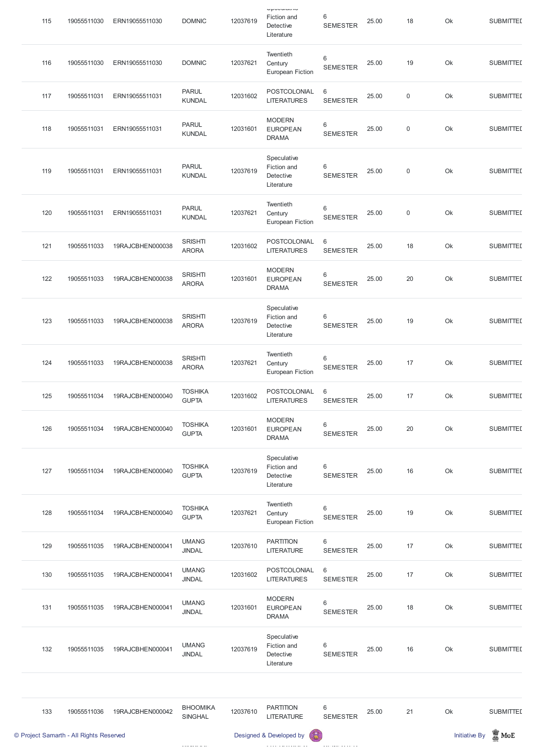| 115 | 19055511030 | ERN19055511030 | DOMNIC | 12037619 | Speculative Fiction and Detective Literature | 6 SEMESTER | 25.00 | 18 | Ok | SUBMITTED |
|---|---|---|---|---|---|---|---|---|---|---|
| 116 | 19055511030 | ERN19055511030 | DOMNIC | 12037621 | Twentieth Century European Fiction | 6 SEMESTER | 25.00 | 19 | Ok | SUBMITTED |
| 117 | 19055511031 | ERN19055511031 | PARUL KUNDAL | 12031602 | POSTCOLONIAL LITERATURES | 6 SEMESTER | 25.00 | 0 | Ok | SUBMITTED |
| 118 | 19055511031 | ERN19055511031 | PARUL KUNDAL | 12031601 | MODERN EUROPEAN DRAMA | 6 SEMESTER | 25.00 | 0 | Ok | SUBMITTED |
| 119 | 19055511031 | ERN19055511031 | PARUL KUNDAL | 12037619 | Speculative Fiction and Detective Literature | 6 SEMESTER | 25.00 | 0 | Ok | SUBMITTED |
| 120 | 19055511031 | ERN19055511031 | PARUL KUNDAL | 12037621 | Twentieth Century European Fiction | 6 SEMESTER | 25.00 | 0 | Ok | SUBMITTED |
| 121 | 19055511033 | 19RAJCBHEN000038 | SRISHTI ARORA | 12031602 | POSTCOLONIAL LITERATURES | 6 SEMESTER | 25.00 | 18 | Ok | SUBMITTED |
| 122 | 19055511033 | 19RAJCBHEN000038 | SRISHTI ARORA | 12031601 | MODERN EUROPEAN DRAMA | 6 SEMESTER | 25.00 | 20 | Ok | SUBMITTED |
| 123 | 19055511033 | 19RAJCBHEN000038 | SRISHTI ARORA | 12037619 | Speculative Fiction and Detective Literature | 6 SEMESTER | 25.00 | 19 | Ok | SUBMITTED |
| 124 | 19055511033 | 19RAJCBHEN000038 | SRISHTI ARORA | 12037621 | Twentieth Century European Fiction | 6 SEMESTER | 25.00 | 17 | Ok | SUBMITTED |
| 125 | 19055511034 | 19RAJCBHEN000040 | TOSHIKA GUPTA | 12031602 | POSTCOLONIAL LITERATURES | 6 SEMESTER | 25.00 | 17 | Ok | SUBMITTED |
| 126 | 19055511034 | 19RAJCBHEN000040 | TOSHIKA GUPTA | 12031601 | MODERN EUROPEAN DRAMA | 6 SEMESTER | 25.00 | 20 | Ok | SUBMITTED |
| 127 | 19055511034 | 19RAJCBHEN000040 | TOSHIKA GUPTA | 12037619 | Speculative Fiction and Detective Literature | 6 SEMESTER | 25.00 | 16 | Ok | SUBMITTED |
| 128 | 19055511034 | 19RAJCBHEN000040 | TOSHIKA GUPTA | 12037621 | Twentieth Century European Fiction | 6 SEMESTER | 25.00 | 19 | Ok | SUBMITTED |
| 129 | 19055511035 | 19RAJCBHEN000041 | UMANG JINDAL | 12037610 | PARTITION LITERATURE | 6 SEMESTER | 25.00 | 17 | Ok | SUBMITTED |
| 130 | 19055511035 | 19RAJCBHEN000041 | UMANG JINDAL | 12031602 | POSTCOLONIAL LITERATURES | 6 SEMESTER | 25.00 | 17 | Ok | SUBMITTED |
| 131 | 19055511035 | 19RAJCBHEN000041 | UMANG JINDAL | 12031601 | MODERN EUROPEAN DRAMA | 6 SEMESTER | 25.00 | 18 | Ok | SUBMITTED |
| 132 | 19055511035 | 19RAJCBHEN000041 | UMANG JINDAL | 12037619 | Speculative Fiction and Detective Literature | 6 SEMESTER | 25.00 | 16 | Ok | SUBMITTED |
| 133 | 19055511036 | 19RAJCBHEN000042 | BHOOMIKA SINGHAL | 12037610 | PARTITION LITERATURE | 6 SEMESTER | 25.00 | 21 | Ok | SUBMITTED |

© Project Samarth - All Rights Reserved | Designed & Developed by | Initiative By MoE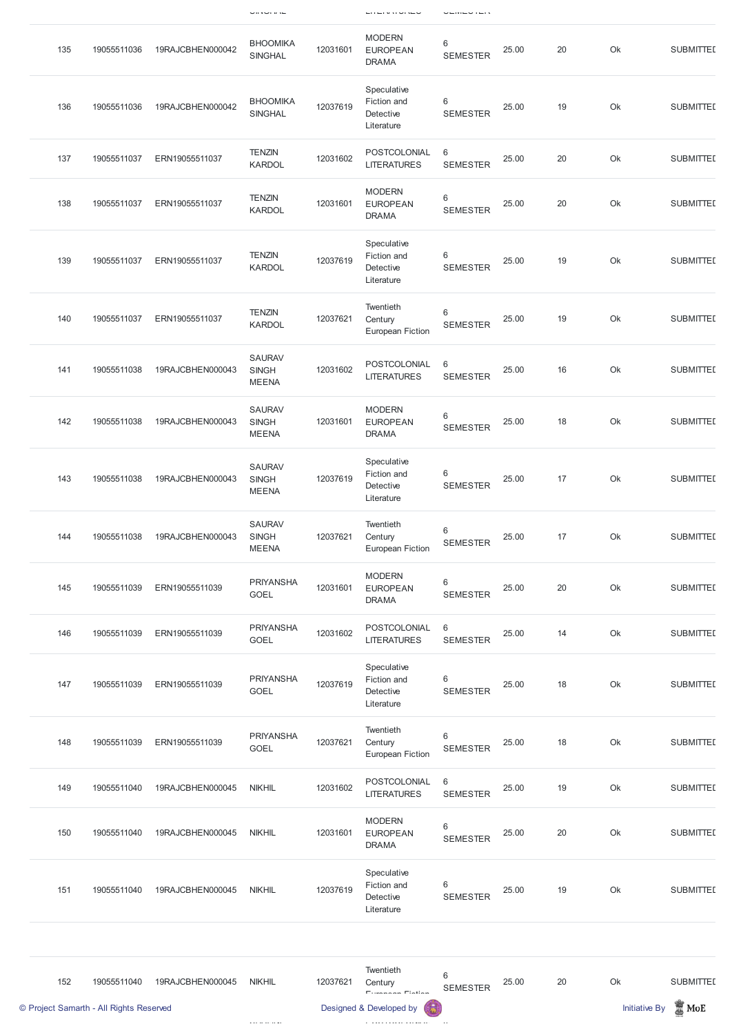| 135 | 19055511036 | 19RAJCBHEN000042 | BHOOMIKA SINGHAL | 12031601 | MODERN EUROPEAN DRAMA | 6 SEMESTER | 25.00 | 20 | Ok | SUBMITTED |
|---|---|---|---|---|---|---|---|---|---|---|
| 136 | 19055511036 | 19RAJCBHEN000042 | BHOOMIKA SINGHAL | 12037619 | Speculative Fiction and Detective Literature | 6 SEMESTER | 25.00 | 19 | Ok | SUBMITTED |
| 137 | 19055511037 | ERN19055511037 | TENZIN KARDOL | 12031602 | POSTCOLONIAL LITERATURES | 6 SEMESTER | 25.00 | 20 | Ok | SUBMITTED |
| 138 | 19055511037 | ERN19055511037 | TENZIN KARDOL | 12031601 | MODERN EUROPEAN DRAMA | 6 SEMESTER | 25.00 | 20 | Ok | SUBMITTED |
| 139 | 19055511037 | ERN19055511037 | TENZIN KARDOL | 12037619 | Speculative Fiction and Detective Literature | 6 SEMESTER | 25.00 | 19 | Ok | SUBMITTED |
| 140 | 19055511037 | ERN19055511037 | TENZIN KARDOL | 12037621 | Twentieth Century European Fiction | 6 SEMESTER | 25.00 | 19 | Ok | SUBMITTED |
| 141 | 19055511038 | 19RAJCBHEN000043 | SAURAV SINGH MEENA | 12031602 | POSTCOLONIAL LITERATURES | 6 SEMESTER | 25.00 | 16 | Ok | SUBMITTED |
| 142 | 19055511038 | 19RAJCBHEN000043 | SAURAV SINGH MEENA | 12031601 | MODERN EUROPEAN DRAMA | 6 SEMESTER | 25.00 | 18 | Ok | SUBMITTED |
| 143 | 19055511038 | 19RAJCBHEN000043 | SAURAV SINGH MEENA | 12037619 | Speculative Fiction and Detective Literature | 6 SEMESTER | 25.00 | 17 | Ok | SUBMITTED |
| 144 | 19055511038 | 19RAJCBHEN000043 | SAURAV SINGH MEENA | 12037621 | Twentieth Century European Fiction | 6 SEMESTER | 25.00 | 17 | Ok | SUBMITTED |
| 145 | 19055511039 | ERN19055511039 | PRIYANSHA GOEL | 12031601 | MODERN EUROPEAN DRAMA | 6 SEMESTER | 25.00 | 20 | Ok | SUBMITTED |
| 146 | 19055511039 | ERN19055511039 | PRIYANSHA GOEL | 12031602 | POSTCOLONIAL LITERATURES | 6 SEMESTER | 25.00 | 14 | Ok | SUBMITTED |
| 147 | 19055511039 | ERN19055511039 | PRIYANSHA GOEL | 12037619 | Speculative Fiction and Detective Literature | 6 SEMESTER | 25.00 | 18 | Ok | SUBMITTED |
| 148 | 19055511039 | ERN19055511039 | PRIYANSHA GOEL | 12037621 | Twentieth Century European Fiction | 6 SEMESTER | 25.00 | 18 | Ok | SUBMITTED |
| 149 | 19055511040 | 19RAJCBHEN000045 | NIKHIL | 12031602 | POSTCOLONIAL LITERATURES | 6 SEMESTER | 25.00 | 19 | Ok | SUBMITTED |
| 150 | 19055511040 | 19RAJCBHEN000045 | NIKHIL | 12031601 | MODERN EUROPEAN DRAMA | 6 SEMESTER | 25.00 | 20 | Ok | SUBMITTED |
| 151 | 19055511040 | 19RAJCBHEN000045 | NIKHIL | 12037619 | Speculative Fiction and Detective Literature | 6 SEMESTER | 25.00 | 19 | Ok | SUBMITTED |
| 152 | 19055511040 | 19RAJCBHEN000045 | NIKHIL | 12037621 | Twentieth Century European Fiction | 6 SEMESTER | 25.00 | 20 | Ok | SUBMITTED |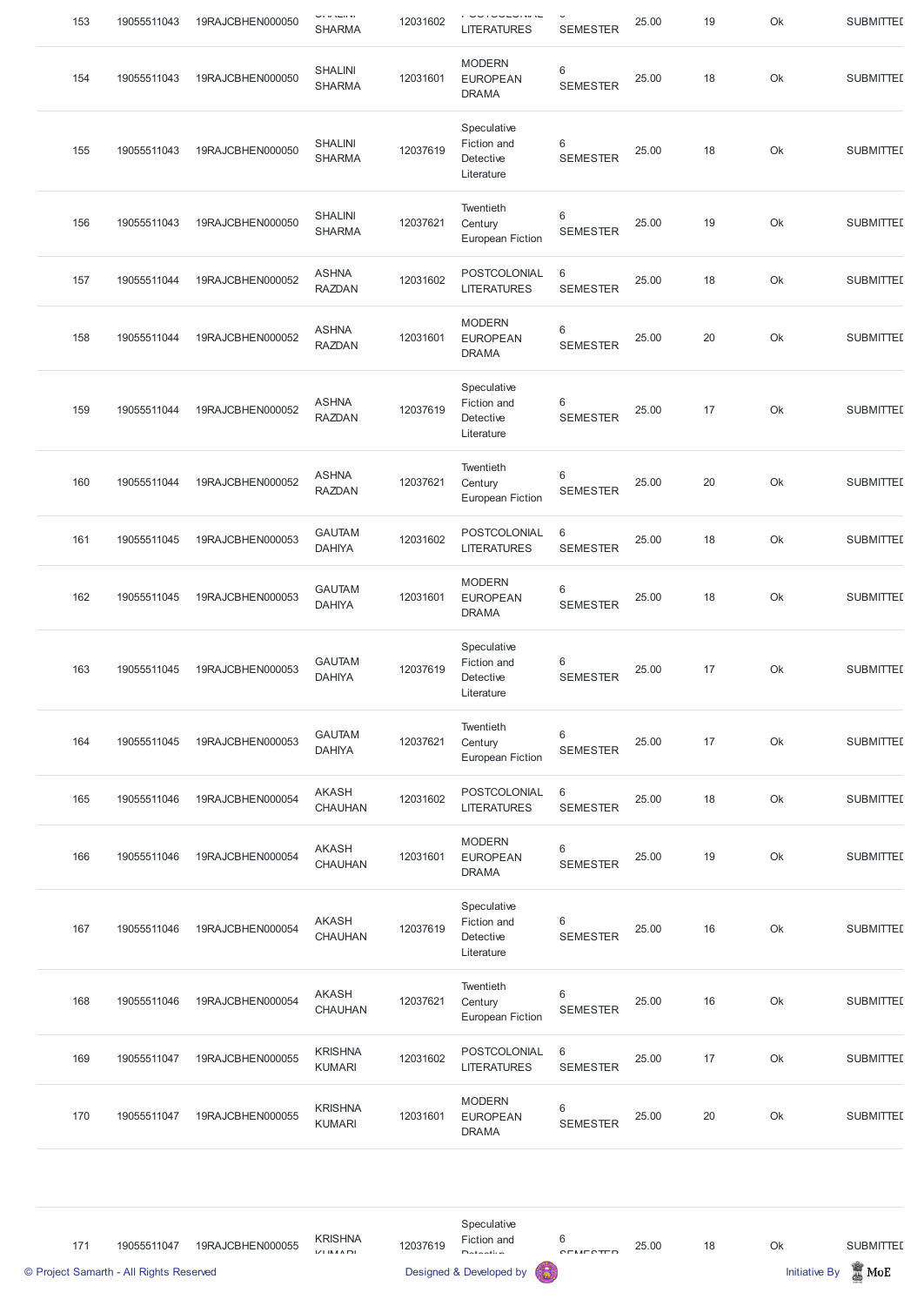| 153 | 19055511043 | 19RAJCBHEN000050 | SHALINI SHARMA | 12031602 | POSTCOLONIAL LITERATURES | 6 SEMESTER | 25.00 | 19 | Ok | SUBMITTED |
|---|---|---|---|---|---|---|---|---|---|---|
| 154 | 19055511043 | 19RAJCBHEN000050 | SHALINI SHARMA | 12031601 | MODERN EUROPEAN DRAMA | 6 SEMESTER | 25.00 | 18 | Ok | SUBMITTED |
| 155 | 19055511043 | 19RAJCBHEN000050 | SHALINI SHARMA | 12037619 | Speculative Fiction and Detective Literature | 6 SEMESTER | 25.00 | 18 | Ok | SUBMITTED |
| 156 | 19055511043 | 19RAJCBHEN000050 | SHALINI SHARMA | 12037621 | Twentieth Century European Fiction | 6 SEMESTER | 25.00 | 19 | Ok | SUBMITTED |
| 157 | 19055511044 | 19RAJCBHEN000052 | ASHNA RAZDAN | 12031602 | POSTCOLONIAL LITERATURES | 6 SEMESTER | 25.00 | 18 | Ok | SUBMITTED |
| 158 | 19055511044 | 19RAJCBHEN000052 | ASHNA RAZDAN | 12031601 | MODERN EUROPEAN DRAMA | 6 SEMESTER | 25.00 | 20 | Ok | SUBMITTED |
| 159 | 19055511044 | 19RAJCBHEN000052 | ASHNA RAZDAN | 12037619 | Speculative Fiction and Detective Literature | 6 SEMESTER | 25.00 | 17 | Ok | SUBMITTED |
| 160 | 19055511044 | 19RAJCBHEN000052 | ASHNA RAZDAN | 12037621 | Twentieth Century European Fiction | 6 SEMESTER | 25.00 | 20 | Ok | SUBMITTED |
| 161 | 19055511045 | 19RAJCBHEN000053 | GAUTAM DAHIYA | 12031602 | POSTCOLONIAL LITERATURES | 6 SEMESTER | 25.00 | 18 | Ok | SUBMITTED |
| 162 | 19055511045 | 19RAJCBHEN000053 | GAUTAM DAHIYA | 12031601 | MODERN EUROPEAN DRAMA | 6 SEMESTER | 25.00 | 18 | Ok | SUBMITTED |
| 163 | 19055511045 | 19RAJCBHEN000053 | GAUTAM DAHIYA | 12037619 | Speculative Fiction and Detective Literature | 6 SEMESTER | 25.00 | 17 | Ok | SUBMITTED |
| 164 | 19055511045 | 19RAJCBHEN000053 | GAUTAM DAHIYA | 12037621 | Twentieth Century European Fiction | 6 SEMESTER | 25.00 | 17 | Ok | SUBMITTED |
| 165 | 19055511046 | 19RAJCBHEN000054 | AKASH CHAUHAN | 12031602 | POSTCOLONIAL LITERATURES | 6 SEMESTER | 25.00 | 18 | Ok | SUBMITTED |
| 166 | 19055511046 | 19RAJCBHEN000054 | AKASH CHAUHAN | 12031601 | MODERN EUROPEAN DRAMA | 6 SEMESTER | 25.00 | 19 | Ok | SUBMITTED |
| 167 | 19055511046 | 19RAJCBHEN000054 | AKASH CHAUHAN | 12037619 | Speculative Fiction and Detective Literature | 6 SEMESTER | 25.00 | 16 | Ok | SUBMITTED |
| 168 | 19055511046 | 19RAJCBHEN000054 | AKASH CHAUHAN | 12037621 | Twentieth Century European Fiction | 6 SEMESTER | 25.00 | 16 | Ok | SUBMITTED |
| 169 | 19055511047 | 19RAJCBHEN000055 | KRISHNA KUMARI | 12031602 | POSTCOLONIAL LITERATURES | 6 SEMESTER | 25.00 | 17 | Ok | SUBMITTED |
| 170 | 19055511047 | 19RAJCBHEN000055 | KRISHNA KUMARI | 12031601 | MODERN EUROPEAN DRAMA | 6 SEMESTER | 25.00 | 20 | Ok | SUBMITTED |
| 171 | 19055511047 | 19RAJCBHEN000055 | KRISHNA KUMARI | 12037619 | Speculative Fiction and Detective | 6 SEMESTER | 25.00 | 18 | Ok | SUBMITTED |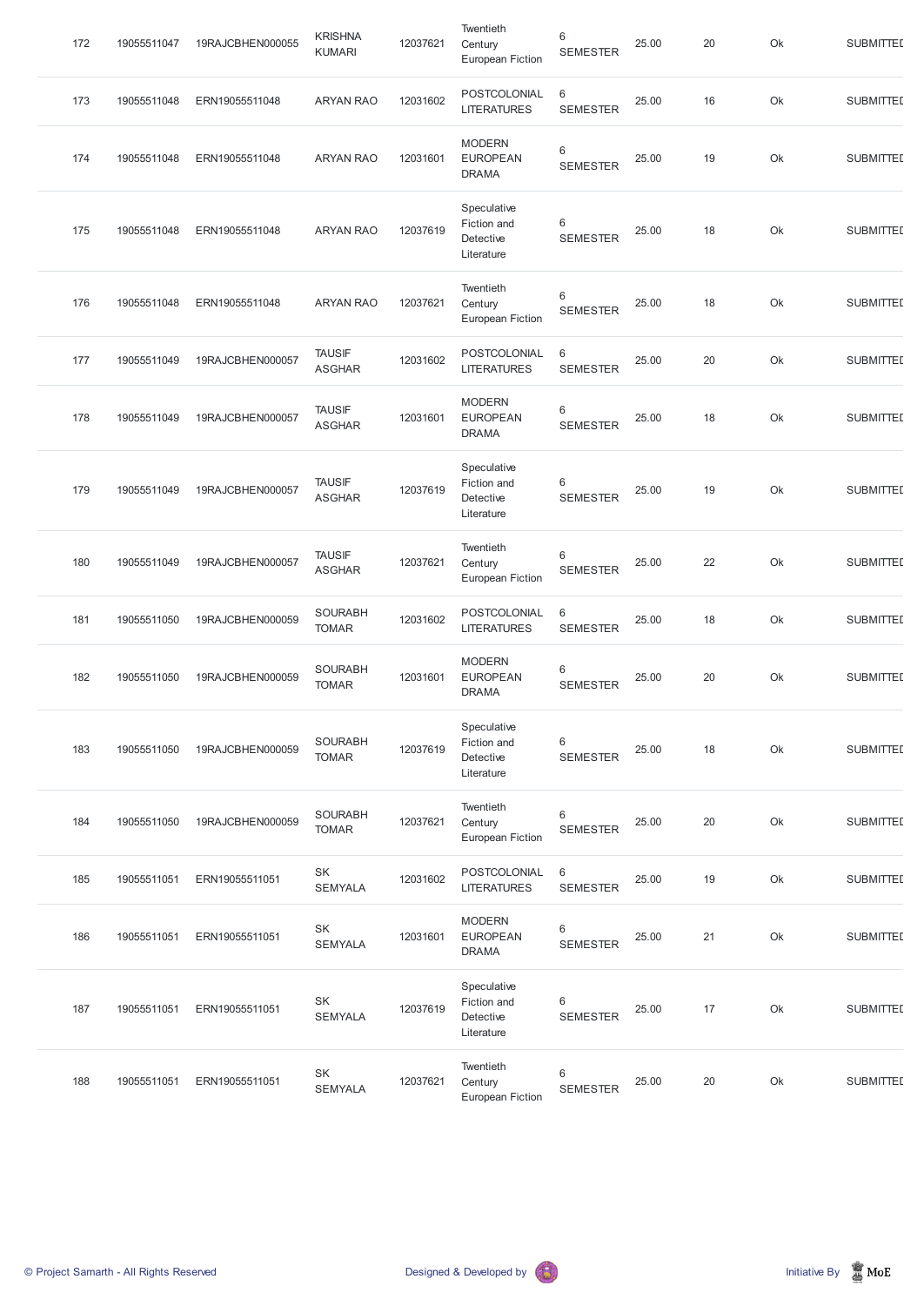| | | | | | | | | | | |
|---|---|---|---|---|---|---|---|---|---|---|
| 172 | 19055511047 | 19RAJCBHEN000055 | KRISHNA KUMARI | 12037621 | Twentieth Century European Fiction | 6 SEMESTER | 25.00 | 20 | Ok | SUBMITTED |
| 173 | 19055511048 | ERN19055511048 | ARYAN RAO | 12031602 | POSTCOLONIAL LITERATURES | 6 SEMESTER | 25.00 | 16 | Ok | SUBMITTED |
| 174 | 19055511048 | ERN19055511048 | ARYAN RAO | 12031601 | MODERN EUROPEAN DRAMA | 6 SEMESTER | 25.00 | 19 | Ok | SUBMITTED |
| 175 | 19055511048 | ERN19055511048 | ARYAN RAO | 12037619 | Speculative Fiction and Detective Literature | 6 SEMESTER | 25.00 | 18 | Ok | SUBMITTED |
| 176 | 19055511048 | ERN19055511048 | ARYAN RAO | 12037621 | Twentieth Century European Fiction | 6 SEMESTER | 25.00 | 18 | Ok | SUBMITTED |
| 177 | 19055511049 | 19RAJCBHEN000057 | TAUSIF ASGHAR | 12031602 | POSTCOLONIAL LITERATURES | 6 SEMESTER | 25.00 | 20 | Ok | SUBMITTED |
| 178 | 19055511049 | 19RAJCBHEN000057 | TAUSIF ASGHAR | 12031601 | MODERN EUROPEAN DRAMA | 6 SEMESTER | 25.00 | 18 | Ok | SUBMITTED |
| 179 | 19055511049 | 19RAJCBHEN000057 | TAUSIF ASGHAR | 12037619 | Speculative Fiction and Detective Literature | 6 SEMESTER | 25.00 | 19 | Ok | SUBMITTED |
| 180 | 19055511049 | 19RAJCBHEN000057 | TAUSIF ASGHAR | 12037621 | Twentieth Century European Fiction | 6 SEMESTER | 25.00 | 22 | Ok | SUBMITTED |
| 181 | 19055511050 | 19RAJCBHEN000059 | SOURABH TOMAR | 12031602 | POSTCOLONIAL LITERATURES | 6 SEMESTER | 25.00 | 18 | Ok | SUBMITTED |
| 182 | 19055511050 | 19RAJCBHEN000059 | SOURABH TOMAR | 12031601 | MODERN EUROPEAN DRAMA | 6 SEMESTER | 25.00 | 20 | Ok | SUBMITTED |
| 183 | 19055511050 | 19RAJCBHEN000059 | SOURABH TOMAR | 12037619 | Speculative Fiction and Detective Literature | 6 SEMESTER | 25.00 | 18 | Ok | SUBMITTED |
| 184 | 19055511050 | 19RAJCBHEN000059 | SOURABH TOMAR | 12037621 | Twentieth Century European Fiction | 6 SEMESTER | 25.00 | 20 | Ok | SUBMITTED |
| 185 | 19055511051 | ERN19055511051 | SK SEMYALA | 12031602 | POSTCOLONIAL LITERATURES | 6 SEMESTER | 25.00 | 19 | Ok | SUBMITTED |
| 186 | 19055511051 | ERN19055511051 | SK SEMYALA | 12031601 | MODERN EUROPEAN DRAMA | 6 SEMESTER | 25.00 | 21 | Ok | SUBMITTED |
| 187 | 19055511051 | ERN19055511051 | SK SEMYALA | 12037619 | Speculative Fiction and Detective Literature | 6 SEMESTER | 25.00 | 17 | Ok | SUBMITTED |
| 188 | 19055511051 | ERN19055511051 | SK SEMYALA | 12037621 | Twentieth Century European Fiction | 6 SEMESTER | 25.00 | 20 | Ok | SUBMITTED |

© Project Samarth - All Rights Reserved    Designed & Developed by    Initiative By MoE